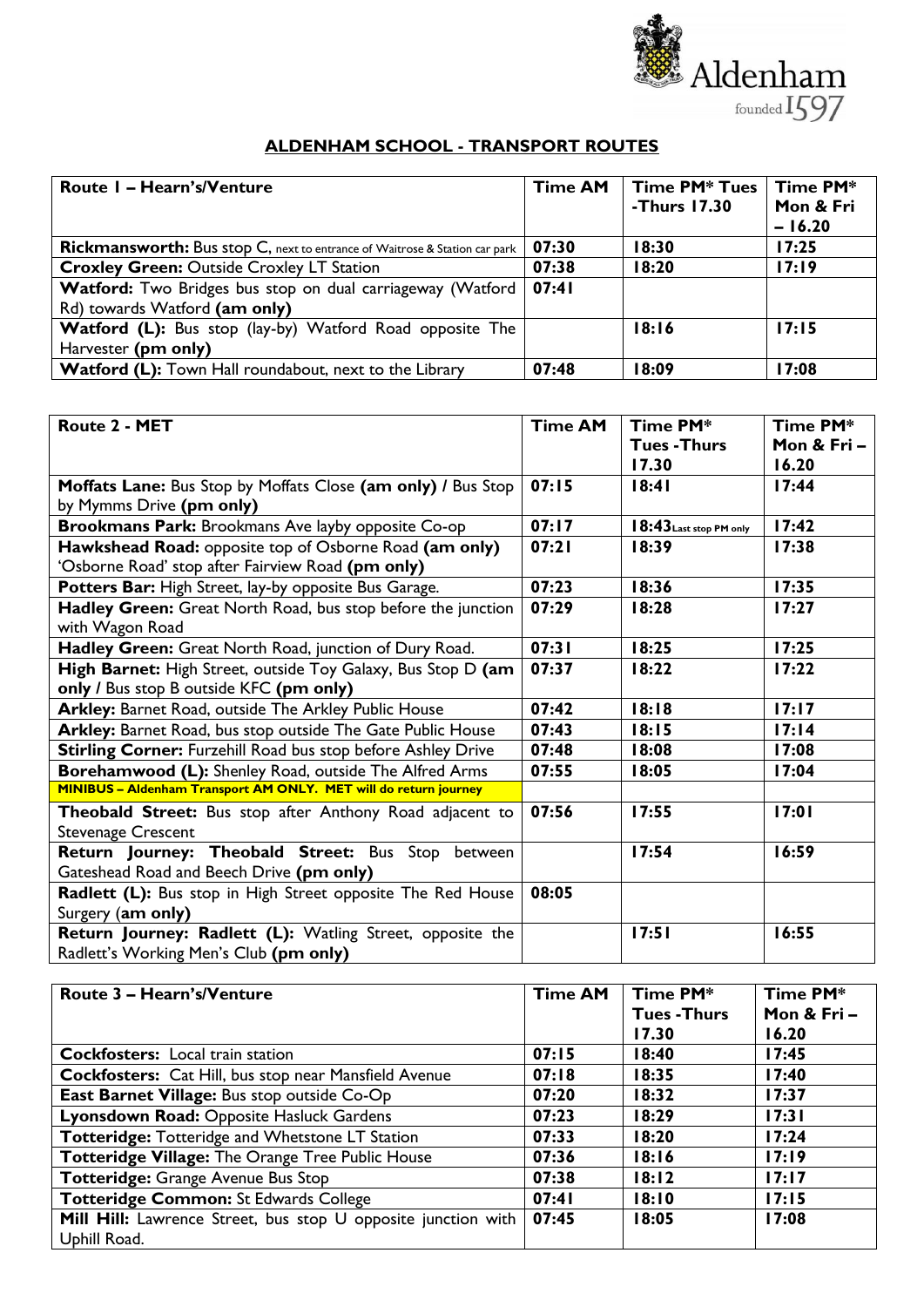Aldenham founded 1597

## ALDENHAM SCHOOL - TRANSPORT ROUTES

| Route 1 – Hearn's/Venture | Time AM | Time PM* Tues -Thurs 17.30 | Time PM* Mon & Fri – 16.20 |
|---|---|---|---|
| **Rickmansworth:** Bus stop C, next to entrance of Waitrose & Station car park | **07:30** | **18:30** | **17:25** |
| **Croxley Green:** Outside Croxley LT Station | **07:38** | **18:20** | **17:19** |
| **Watford:** Two Bridges bus stop on dual carriageway (Watford Rd) towards Watford **(am only)** | **07:41** | | |
| **Watford (L):** Bus stop (lay-by) Watford Road opposite The Harvester **(pm only)** | | **18:16** | **17:15** |
| **Watford (L):** Town Hall roundabout, next to the Library | **07:48** | **18:09** | **17:08** |

| Route 2 - MET | Time AM | Time PM* Tues -Thurs 17.30 | Time PM* Mon & Fri – 16.20 |
|---|---|---|---|
| **Moffats Lane:** Bus Stop by Moffats Close **(am only)** / Bus Stop by Mymms Drive **(pm only)** | **07:15** | **18:41** | **17:44** |
| **Brookmans Park:** Brookmans Ave layby opposite Co-op | **07:17** | **18:43** Last stop PM only | **17:42** |
| **Hawkshead Road:** opposite top of Osborne Road **(am only)** 'Osborne Road' stop after Fairview Road **(pm only)** | **07:21** | **18:39** | **17:38** |
| **Potters Bar:** High Street, lay-by opposite Bus Garage. | **07:23** | **18:36** | **17:35** |
| **Hadley Green:** Great North Road, bus stop before the junction with Wagon Road | **07:29** | **18:28** | **17:27** |
| **Hadley Green:** Great North Road, junction of Dury Road. | **07:31** | **18:25** | **17:25** |
| **High Barnet:** High Street, outside Toy Galaxy, Bus Stop D **(am only** / Bus stop B outside KFC **(pm only)** | **07:37** | **18:22** | **17:22** |
| **Arkley:** Barnet Road, outside The Arkley Public House | **07:42** | **18:18** | **17:17** |
| **Arkley:** Barnet Road, bus stop outside The Gate Public House | **07:43** | **18:15** | **17:14** |
| **Stirling Corner:** Furzehill Road bus stop before Ashley Drive | **07:48** | **18:08** | **17:08** |
| **Borehamwood (L):** Shenley Road, outside The Alfred Arms | **07:55** | **18:05** | **17:04** |
| **MINIBUS – Aldenham Transport AM ONLY. MET will do return journey** | | | |
| **Theobald Street:** Bus stop after Anthony Road adjacent to Stevenage Crescent | **07:56** | **17:55** | **17:01** |
| **Return Journey: Theobald Street:** Bus Stop between Gateshead Road and Beech Drive **(pm only)** | | **17:54** | **16:59** |
| **Radlett (L):** Bus stop in High Street opposite The Red House Surgery **(am only)** | **08:05** | | |
| **Return Journey: Radlett (L):** Watling Street, opposite the Radlett's Working Men's Club **(pm only)** | | **17:51** | **16:55** |

| Route 3 – Hearn's/Venture | Time AM | Time PM* Tues -Thurs 17.30 | Time PM* Mon & Fri – 16.20 |
|---|---|---|---|
| **Cockfosters:** Local train station | **07:15** | **18:40** | **17:45** |
| **Cockfosters:** Cat Hill, bus stop near Mansfield Avenue | **07:18** | **18:35** | **17:40** |
| **East Barnet Village:** Bus stop outside Co-Op | **07:20** | **18:32** | **17:37** |
| **Lyonsdown Road:** Opposite Hasluck Gardens | **07:23** | **18:29** | **17:31** |
| **Totteridge:** Totteridge and Whetstone LT Station | **07:33** | **18:20** | **17:24** |
| **Totteridge Village:** The Orange Tree Public House | **07:36** | **18:16** | **17:19** |
| **Totteridge:** Grange Avenue Bus Stop | **07:38** | **18:12** | **17:17** |
| **Totteridge Common:** St Edwards College | **07:41** | **18:10** | **17:15** |
| **Mill Hill:** Lawrence Street, bus stop U opposite junction with Uphill Road. | **07:45** | **18:05** | **17:08** |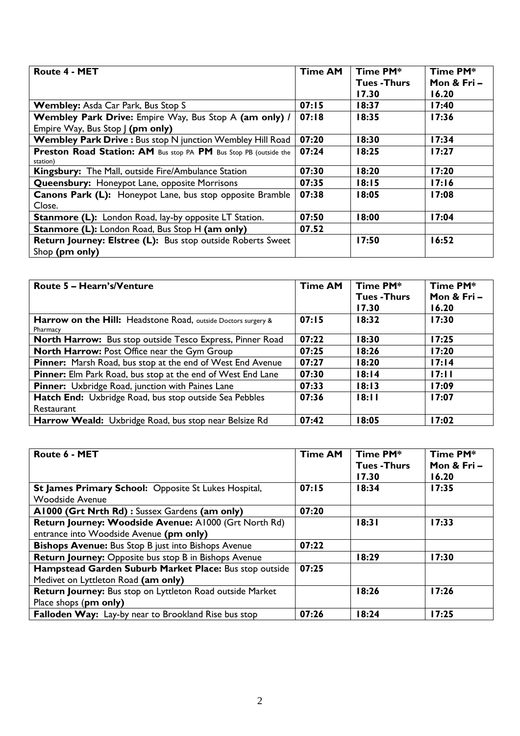| **Route 4 - MET** | **Time AM** | **Time PM* Tues -Thurs 17.30** | **Time PM* Mon & Fri – 16.20** |
|---|---|---|---|
| **Wembley:** Asda Car Park, Bus Stop S | **07:15** | **18:37** | **17:40** |
| **Wembley Park Drive:** Empire Way, Bus Stop A **(am only)** / Empire Way, Bus Stop J **(pm only)** | **07:18** | **18:35** | **17:36** |
| **Wembley Park Drive :** Bus stop N junction Wembley Hill Road | **07:20** | **18:30** | **17:34** |
| **Preston Road Station: AM** Bus stop PA **PM** Bus Stop PB (outside the station) | **07:24** | **18:25** | **17:27** |
| **Kingsbury:** The Mall, outside Fire/Ambulance Station | **07:30** | **18:20** | **17:20** |
| **Queensbury:** Honeypot Lane, opposite Morrisons | **07:35** | **18:15** | **17:16** |
| **Canons Park (L):** Honeypot Lane, bus stop opposite Bramble Close. | **07:38** | **18:05** | **17:08** |
| **Stanmore (L):** London Road, lay-by opposite LT Station. | **07:50** | **18:00** | **17:04** |
| **Stanmore (L):** London Road, Bus Stop H **(am only)** | **07.52** | | |
| **Return Journey: Elstree (L):** Bus stop outside Roberts Sweet Shop **(pm only)** | | **17:50** | **16:52** |

| **Route 5 – Hearn's/Venture** | **Time AM** | **Time PM* Tues -Thurs 17.30** | **Time PM* Mon & Fri – 16.20** |
|---|---|---|---|
| **Harrow on the Hill:** Headstone Road, outside Doctors surgery & Pharmacy | **07:15** | **18:32** | **17:30** |
| **North Harrow:** Bus stop outside Tesco Express, Pinner Road | **07:22** | **18:30** | **17:25** |
| **North Harrow:** Post Office near the Gym Group | **07:25** | **18:26** | **17:20** |
| **Pinner:** Marsh Road, bus stop at the end of West End Avenue | **07:27** | **18:20** | **17:14** |
| **Pinner:** Elm Park Road, bus stop at the end of West End Lane | **07:30** | **18:14** | **17:11** |
| **Pinner:** Uxbridge Road, junction with Paines Lane | **07:33** | **18:13** | **17:09** |
| **Hatch End:** Uxbridge Road, bus stop outside Sea Pebbles Restaurant | **07:36** | **18:11** | **17:07** |
| **Harrow Weald:** Uxbridge Road, bus stop near Belsize Rd | **07:42** | **18:05** | **17:02** |

| **Route 6 - MET** | **Time AM** | **Time PM* Tues -Thurs 17.30** | **Time PM* Mon & Fri – 16.20** |
|---|---|---|---|
| **St James Primary School:** Opposite St Lukes Hospital, Woodside Avenue | **07:15** | **18:34** | **17:35** |
| **A1000 (Grt Nrth Rd) :** Sussex Gardens **(am only)** | **07:20** | | |
| **Return Journey: Woodside Avenue:** A1000 (Grt North Rd) entrance into Woodside Avenue **(pm only)** | | **18:31** | **17:33** |
| **Bishops Avenue:** Bus Stop B just into Bishops Avenue | **07:22** | | |
| **Return Journey:** Opposite bus stop B in Bishops Avenue | | **18:29** | **17:30** |
| **Hampstead Garden Suburb Market Place:** Bus stop outside Medivet on Lyttleton Road **(am only)** | **07:25** | | |
| **Return Journey:** Bus stop on Lyttleton Road outside Market Place shops (**pm only)** | | **18:26** | **17:26** |
| **Falloden Way:** Lay-by near to Brookland Rise bus stop | **07:26** | **18:24** | **17:25** |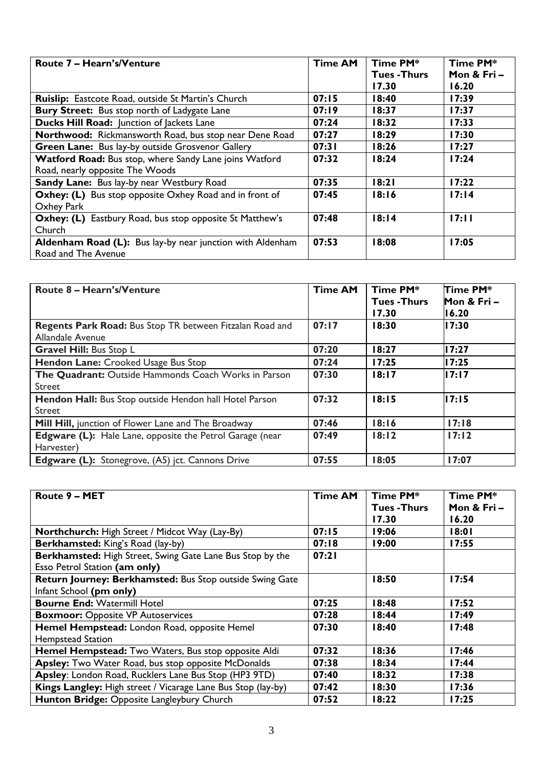| Route 7 – Hearn's/Venture | Time AM | Time PM* Tues -Thurs 17.30 | Time PM* Mon & Fri – 16.20 |
|---|---|---|---|
| **Ruislip:** Eastcote Road, outside St Martin's Church | 07:15 | 18:40 | 17:39 |
| **Bury Street:** Bus stop north of Ladygate Lane | 07:19 | 18:37 | 17:37 |
| **Ducks Hill Road:** Junction of Jackets Lane | 07:24 | 18:32 | 17:33 |
| **Northwood:** Rickmansworth Road, bus stop near Dene Road | 07:27 | 18:29 | 17:30 |
| **Green Lane:** Bus lay-by outside Grosvenor Gallery | 07:31 | 18:26 | 17:27 |
| **Watford Road:** Bus stop, where Sandy Lane joins Watford Road, nearly opposite The Woods | 07:32 | 18:24 | 17:24 |
| **Sandy Lane:** Bus lay-by near Westbury Road | 07:35 | 18:21 | 17:22 |
| **Oxhey: (L)** Bus stop opposite Oxhey Road and in front of Oxhey Park | 07:45 | 18:16 | 17:14 |
| **Oxhey: (L)** Eastbury Road, bus stop opposite St Matthew's Church | 07:48 | 18:14 | 17:11 |
| **Aldenham Road (L):** Bus lay-by near junction with Aldenham Road and The Avenue | 07:53 | 18:08 | 17:05 |

| Route 8 – Hearn's/Venture | Time AM | Time PM* Tues -Thurs 17.30 | Time PM* Mon & Fri – 16.20 |
|---|---|---|---|
| **Regents Park Road:** Bus Stop TR between Fitzalan Road and Allandale Avenue | 07:17 | 18:30 | 17:30 |
| **Gravel Hill:** Bus Stop L | 07:20 | 18:27 | 17:27 |
| **Hendon Lane:** Crooked Usage Bus Stop | 07:24 | 17:25 | 17:25 |
| **The Quadrant:** Outside Hammonds Coach Works in Parson Street | 07:30 | 18:17 | 17:17 |
| **Hendon Hall:** Bus Stop outside Hendon hall Hotel Parson Street | 07:32 | 18:15 | 17:15 |
| **Mill Hill,** junction of Flower Lane and The Broadway | 07:46 | 18:16 | 17:18 |
| **Edgware (L):** Hale Lane, opposite the Petrol Garage (near Harvester) | 07:49 | 18:12 | 17:12 |
| **Edgware (L):** Stonegrove, (A5) jct. Cannons Drive | 07:55 | 18:05 | 17:07 |

| Route 9 – MET | Time AM | Time PM* Tues -Thurs 17.30 | Time PM* Mon & Fri – 16.20 |
|---|---|---|---|
| **Northchurch:** High Street / Midcot Way (Lay-By) | 07:15 | 19:06 | 18:01 |
| **Berkhamsted:** King's Road (lay-by) | 07:18 | 19:00 | 17:55 |
| **Berkhamsted:** High Street, Swing Gate Lane Bus Stop by the Esso Petrol Station **(am only)** | 07:21 | | |
| **Return Journey: Berkhamsted:** Bus Stop outside Swing Gate Infant School **(pm only)** | | 18:50 | 17:54 |
| **Bourne End:** Watermill Hotel | 07:25 | 18:48 | 17:52 |
| **Boxmoor:** Opposite VP Autoservices | 07:28 | 18:44 | 17:49 |
| **Hemel Hempstead:** London Road, opposite Hemel Hempstead Station | 07:30 | 18:40 | 17:48 |
| **Hemel Hempstead:** Two Waters, Bus stop opposite Aldi | 07:32 | 18:36 | 17:46 |
| **Apsley:** Two Water Road, bus stop opposite McDonalds | 07:38 | 18:34 | 17:44 |
| **Apsley**: London Road, Rucklers Lane Bus Stop (HP3 9TD) | 07:40 | 18:32 | 17:38 |
| **Kings Langley:** High street / Vicarage Lane Bus Stop (lay-by) | 07:42 | 18:30 | 17:36 |
| **Hunton Bridge:** Opposite Langleybury Church | 07:52 | 18:22 | 17:25 |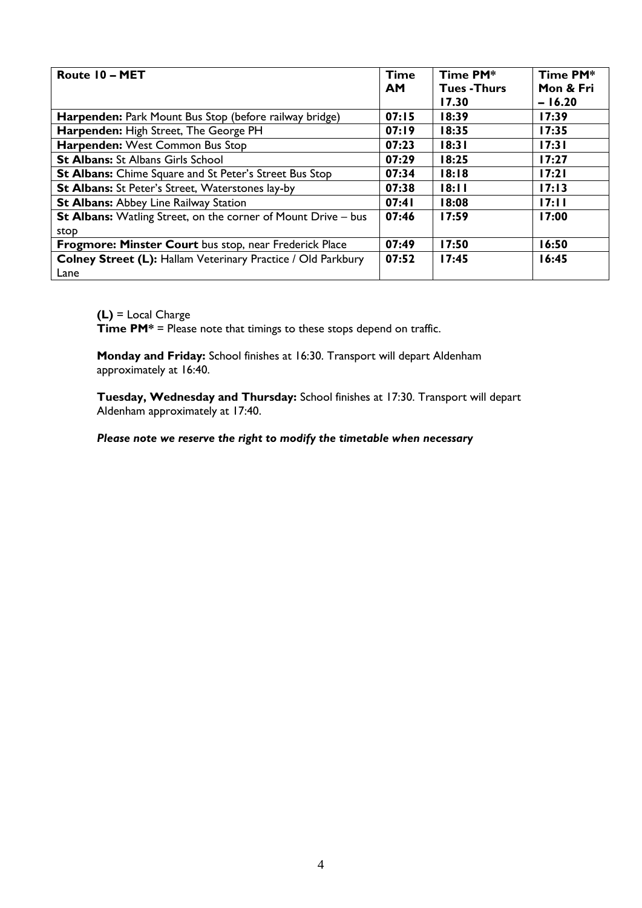| Route 10 – MET | Time AM | Time PM* Tues -Thurs 17.30 | Time PM* Mon & Fri – 16.20 |
|---|---|---|---|
| **Harpenden:** Park Mount Bus Stop (before railway bridge) | **07:15** | **18:39** | **17:39** |
| **Harpenden:** High Street, The George PH | **07:19** | **18:35** | **17:35** |
| **Harpenden:** West Common Bus Stop | **07:23** | **18:31** | **17:31** |
| **St Albans:** St Albans Girls School | **07:29** | **18:25** | **17:27** |
| **St Albans:** Chime Square and St Peter's Street Bus Stop | **07:34** | **18:18** | **17:21** |
| **St Albans:** St Peter's Street, Waterstones lay-by | **07:38** | **18:11** | **17:13** |
| **St Albans:** Abbey Line Railway Station | **07:41** | **18:08** | **17:11** |
| **St Albans:** Watling Street, on the corner of Mount Drive – bus stop | **07:46** | **17:59** | **17:00** |
| **Frogmore: Minster Court** bus stop, near Frederick Place | **07:49** | **17:50** | **16:50** |
| **Colney Street (L):** Hallam Veterinary Practice / Old Parkbury Lane | **07:52** | **17:45** | **16:45** |

**(L)** = Local Charge
**Time PM*** = Please note that timings to these stops depend on traffic.

**Monday and Friday:** School finishes at 16:30. Transport will depart Aldenham approximately at 16:40.

**Tuesday, Wednesday and Thursday:** School finishes at 17:30. Transport will depart Aldenham approximately at 17:40.

***Please note we reserve the right to modify the timetable when necessary***